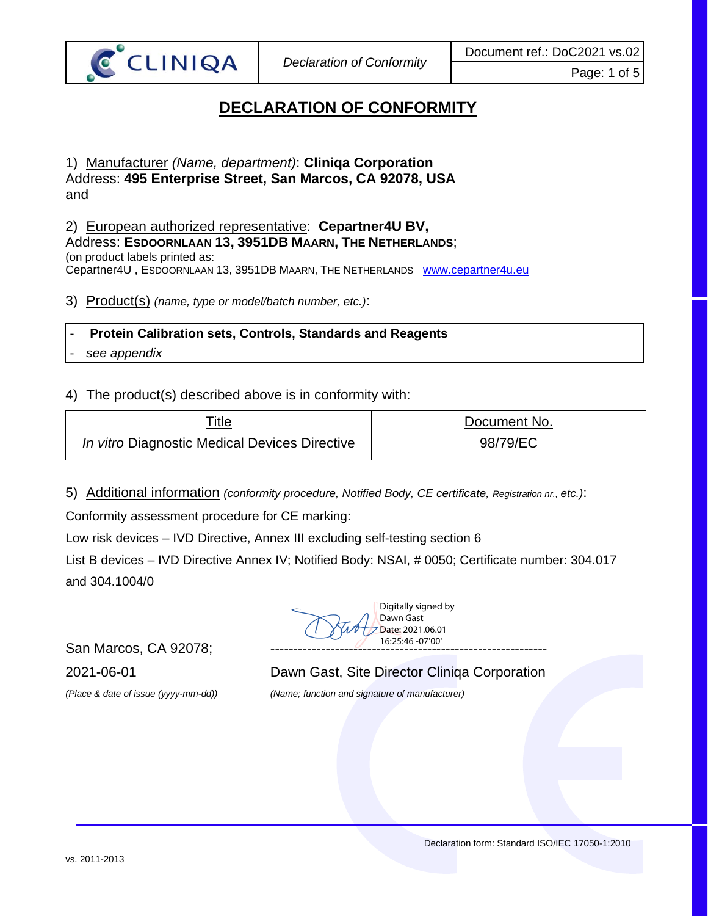# DECLARATION OF CONFORMITY

1) Manufacturer *(Name, department)*: **Cliniqa Corporation**
Address: **495 Enterprise Street, San Marcos, CA 92078, USA**
and

2) European authorized representative: **Cepartner4U BV,**
Address: **Esdoornlaan 13, 3951DB Maarn, The Netherlands**;
(on product labels printed as:
Cepartner4U , Esdoornlaan 13, 3951DB Maarn, The Netherlands www.cepartner4u.eu

3) Product(s) *(name, type or model/batch number, etc.)*:

- **Protein Calibration sets, Controls, Standards and Reagents**
- *see appendix*

4) The product(s) described above is in conformity with:

| Title | Document No. |
|---|---|
| *In vitro* Diagnostic Medical Devices Directive | 98/79/EC |

5) Additional information *(conformity procedure, Notified Body, CE certificate, Registration nr., etc.)*:

Conformity assessment procedure for CE marking:

Low risk devices – IVD Directive, Annex III excluding self-testing section 6

List B devices – IVD Directive Annex IV; Notified Body: NSAI, # 0050; Certificate number: 304.017 and 304.1004/0

Digitally signed by Dawn Gast
Date: 2021.06.01 16:25:46 -07'00'

San Marcos, CA 92078;
2021-06-01
*(Place & date of issue (yyyy-mm-dd))*

Dawn Gast, Site Director Cliniqa Corporation
*(Name; function and signature of manufacturer)*

Declaration form: Standard ISO/IEC 17050-1:2010

vs. 2011-2013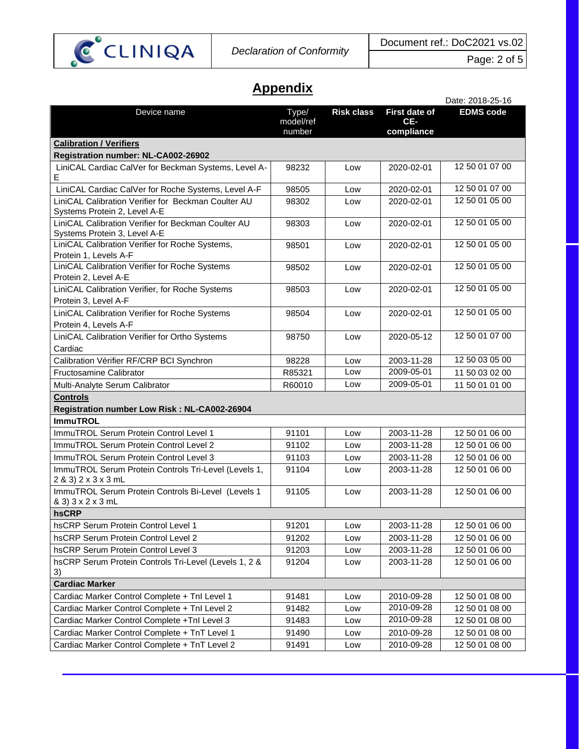# Appendix

Date: 2018-25-16

| Device name | Type/ model/ref number | Risk class | First date of CE-compliance | EDMS code |
|---|---|---|---|---|
| **Calibration / Verifiers** | | | | |
| **Registration number: NL-CA002-26902** | | | | |
| LiniCAL Cardiac CalVer for Beckman Systems, Level A-E | 98232 | Low | 2020-02-01 | 12 50 01 07 00 |
| LiniCAL Cardiac CalVer for Roche Systems, Level A-F | 98505 | Low | 2020-02-01 | 12 50 01 07 00 |
| LiniCAL Calibration Verifier for Beckman Coulter AU Systems Protein 2, Level A-E | 98302 | Low | 2020-02-01 | 12 50 01 05 00 |
| LiniCAL Calibration Verifier for Beckman Coulter AU Systems Protein 3, Level A-E | 98303 | Low | 2020-02-01 | 12 50 01 05 00 |
| LiniCAL Calibration Verifier for Roche Systems, Protein 1, Levels A-F | 98501 | Low | 2020-02-01 | 12 50 01 05 00 |
| LiniCAL Calibration Verifier for Roche Systems Protein 2, Level A-E | 98502 | Low | 2020-02-01 | 12 50 01 05 00 |
| LiniCAL Calibration Verifier, for Roche Systems Protein 3, Level A-F | 98503 | Low | 2020-02-01 | 12 50 01 05 00 |
| LiniCAL Calibration Verifier for Roche Systems Protein 4, Levels A-F | 98504 | Low | 2020-02-01 | 12 50 01 05 00 |
| LiniCAL Calibration Verifier for Ortho Systems Cardiac | 98750 | Low | 2020-05-12 | 12 50 01 07 00 |
| Calibration Vérifier RF/CRP BCI Synchron | 98228 | Low | 2003-11-28 | 12 50 03 05 00 |
| Fructosamine Calibrator | R85321 | Low | 2009-05-01 | 11 50 03 02 00 |
| Multi-Analyte Serum Calibrator | R60010 | Low | 2009-05-01 | 11 50 01 01 00 |
| **Controls** | | | | |
| **Registration number Low Risk : NL-CA002-26904** | | | | |
| **ImmuTROL** | | | | |
| ImmuTROL Serum Protein Control Level 1 | 91101 | Low | 2003-11-28 | 12 50 01 06 00 |
| ImmuTROL Serum Protein Control Level 2 | 91102 | Low | 2003-11-28 | 12 50 01 06 00 |
| ImmuTROL Serum Protein Control Level 3 | 91103 | Low | 2003-11-28 | 12 50 01 06 00 |
| ImmuTROL Serum Protein Controls Tri-Level (Levels 1, 2 & 3) 2 x 3 x 3 mL | 91104 | Low | 2003-11-28 | 12 50 01 06 00 |
| ImmuTROL Serum Protein Controls Bi-Level (Levels 1 & 3) 3 x 2 x 3 mL | 91105 | Low | 2003-11-28 | 12 50 01 06 00 |
| **hsCRP** | | | | |
| hsCRP Serum Protein Control Level 1 | 91201 | Low | 2003-11-28 | 12 50 01 06 00 |
| hsCRP Serum Protein Control Level 2 | 91202 | Low | 2003-11-28 | 12 50 01 06 00 |
| hsCRP Serum Protein Control Level 3 | 91203 | Low | 2003-11-28 | 12 50 01 06 00 |
| hsCRP Serum Protein Controls Tri-Level (Levels 1, 2 & 3) | 91204 | Low | 2003-11-28 | 12 50 01 06 00 |
| **Cardiac Marker** | | | | |
| Cardiac Marker Control Complete + TnI Level 1 | 91481 | Low | 2010-09-28 | 12 50 01 08 00 |
| Cardiac Marker Control Complete + TnI Level 2 | 91482 | Low | 2010-09-28 | 12 50 01 08 00 |
| Cardiac Marker Control Complete +TnI Level 3 | 91483 | Low | 2010-09-28 | 12 50 01 08 00 |
| Cardiac Marker Control Complete + TnT Level 1 | 91490 | Low | 2010-09-28 | 12 50 01 08 00 |
| Cardiac Marker Control Complete + TnT Level 2 | 91491 | Low | 2010-09-28 | 12 50 01 08 00 |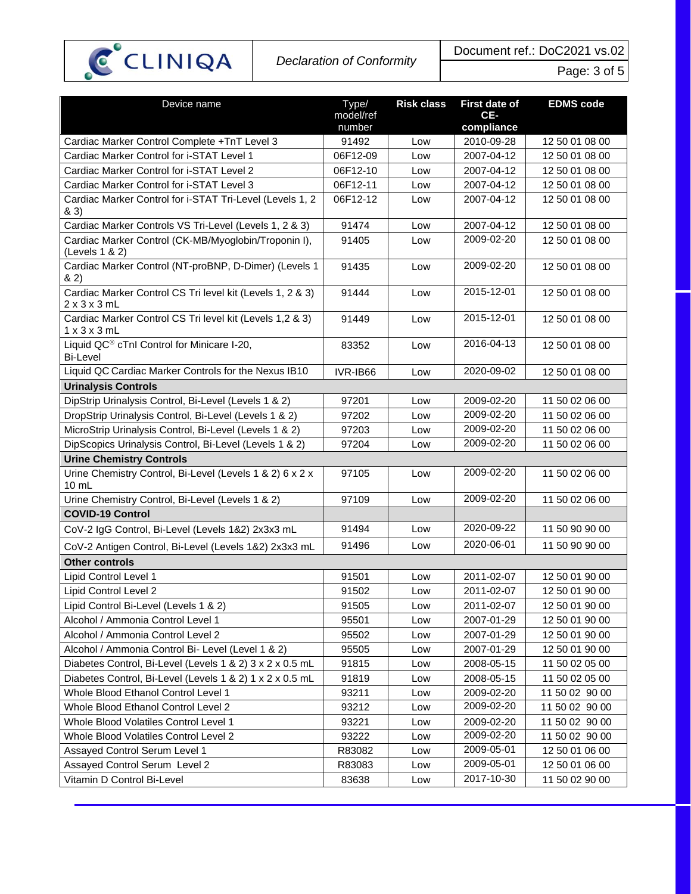| Device name | Type/ model/ref number | Risk class | First date of CE-compliance | EDMS code |
|---|---|---|---|---|
| Cardiac Marker Control Complete +TnT Level 3 | 91492 | Low | 2010-09-28 | 12 50 01 08 00 |
| Cardiac Marker Control for i-STAT Level 1 | 06F12-09 | Low | 2007-04-12 | 12 50 01 08 00 |
| Cardiac Marker Control for i-STAT Level 2 | 06F12-10 | Low | 2007-04-12 | 12 50 01 08 00 |
| Cardiac Marker Control for i-STAT Level 3 | 06F12-11 | Low | 2007-04-12 | 12 50 01 08 00 |
| Cardiac Marker Control for i-STAT Tri-Level (Levels 1, 2 & 3) | 06F12-12 | Low | 2007-04-12 | 12 50 01 08 00 |
| Cardiac Marker Controls VS Tri-Level (Levels 1, 2 & 3) | 91474 | Low | 2007-04-12 | 12 50 01 08 00 |
| Cardiac Marker Control (CK-MB/Myoglobin/Troponin I), (Levels 1 & 2) | 91405 | Low | 2009-02-20 | 12 50 01 08 00 |
| Cardiac Marker Control (NT-proBNP, D-Dimer) (Levels 1 & 2) | 91435 | Low | 2009-02-20 | 12 50 01 08 00 |
| Cardiac Marker Control CS Tri level kit (Levels 1, 2 & 3) 2 x 3 x 3 mL | 91444 | Low | 2015-12-01 | 12 50 01 08 00 |
| Cardiac Marker Control CS Tri level kit (Levels 1,2 & 3) 1 x 3 x 3 mL | 91449 | Low | 2015-12-01 | 12 50 01 08 00 |
| Liquid QC® cTnI Control for Minicare I-20, Bi-Level | 83352 | Low | 2016-04-13 | 12 50 01 08 00 |
| Liquid QC Cardiac Marker Controls for the Nexus IB10 | IVR-IB66 | Low | 2020-09-02 | 12 50 01 08 00 |
| **Urinalysis Controls** | | | | |
| DipStrip Urinalysis Control, Bi-Level (Levels 1 & 2) | 97201 | Low | 2009-02-20 | 11 50 02 06 00 |
| DropStrip Urinalysis Control, Bi-Level (Levels 1 & 2) | 97202 | Low | 2009-02-20 | 11 50 02 06 00 |
| MicroStrip Urinalysis Control, Bi-Level (Levels 1 & 2) | 97203 | Low | 2009-02-20 | 11 50 02 06 00 |
| DipScopics Urinalysis Control, Bi-Level (Levels 1 & 2) | 97204 | Low | 2009-02-20 | 11 50 02 06 00 |
| **Urine Chemistry Controls** | | | | |
| Urine Chemistry Control, Bi-Level (Levels 1 & 2) 6 x 2 x 10 mL | 97105 | Low | 2009-02-20 | 11 50 02 06 00 |
| Urine Chemistry Control, Bi-Level (Levels 1 & 2) | 97109 | Low | 2009-02-20 | 11 50 02 06 00 |
| **COVID-19 Control** | | | | |
| CoV-2 IgG Control, Bi-Level (Levels 1&2) 2x3x3 mL | 91494 | Low | 2020-09-22 | 11 50 90 90 00 |
| CoV-2 Antigen Control, Bi-Level (Levels 1&2) 2x3x3 mL | 91496 | Low | 2020-06-01 | 11 50 90 90 00 |
| **Other controls** | | | | |
| Lipid Control Level 1 | 91501 | Low | 2011-02-07 | 12 50 01 90 00 |
| Lipid Control Level 2 | 91502 | Low | 2011-02-07 | 12 50 01 90 00 |
| Lipid Control Bi-Level (Levels 1 & 2) | 91505 | Low | 2011-02-07 | 12 50 01 90 00 |
| Alcohol / Ammonia Control Level 1 | 95501 | Low | 2007-01-29 | 12 50 01 90 00 |
| Alcohol / Ammonia Control Level 2 | 95502 | Low | 2007-01-29 | 12 50 01 90 00 |
| Alcohol / Ammonia Control Bi- Level (Level 1 & 2) | 95505 | Low | 2007-01-29 | 12 50 01 90 00 |
| Diabetes Control, Bi-Level (Levels 1 & 2) 3 x 2 x 0.5 mL | 91815 | Low | 2008-05-15 | 11 50 02 05 00 |
| Diabetes Control, Bi-Level (Levels 1 & 2) 1 x 2 x 0.5 mL | 91819 | Low | 2008-05-15 | 11 50 02 05 00 |
| Whole Blood Ethanol Control Level 1 | 93211 | Low | 2009-02-20 | 11 50 02 90 00 |
| Whole Blood Ethanol Control Level 2 | 93212 | Low | 2009-02-20 | 11 50 02 90 00 |
| Whole Blood Volatiles Control Level 1 | 93221 | Low | 2009-02-20 | 11 50 02 90 00 |
| Whole Blood Volatiles Control Level 2 | 93222 | Low | 2009-02-20 | 11 50 02 90 00 |
| Assayed Control Serum Level 1 | R83082 | Low | 2009-05-01 | 12 50 01 06 00 |
| Assayed Control Serum Level 2 | R83083 | Low | 2009-05-01 | 12 50 01 06 00 |
| Vitamin D Control Bi-Level | 83638 | Low | 2017-10-30 | 11 50 02 90 00 |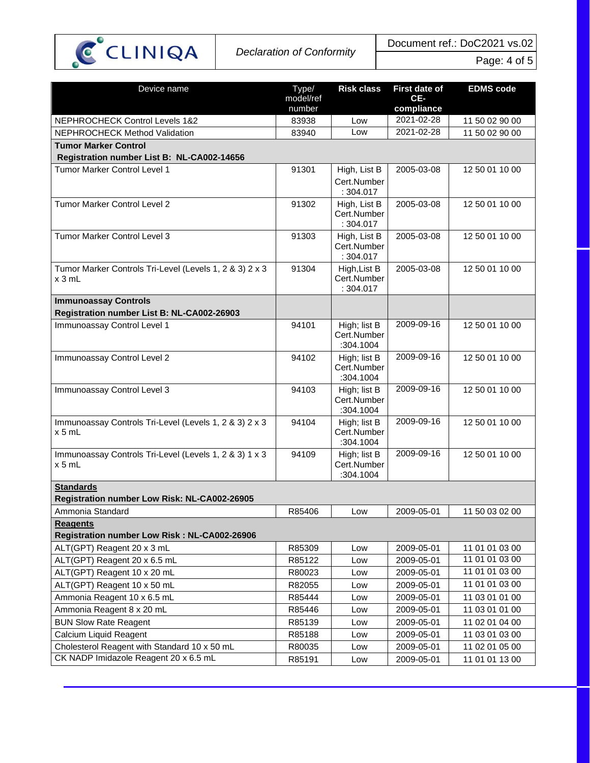| Device name | Type/ model/ref number | Risk class | First date of CE-compliance | EDMS code |
|---|---|---|---|---|
| NEPHROCHECK Control Levels 1&2 | 83938 | Low | 2021-02-28 | 11 50 02 90 00 |
| NEPHROCHECK Method Validation | 83940 | Low | 2021-02-28 | 11 50 02 90 00 |
| **Tumor Marker Control** **Registration number List B: NL-CA002-14656** | | | | |
| Tumor Marker Control Level 1 | 91301 | High, List B Cert.Number : 304.017 | 2005-03-08 | 12 50 01 10 00 |
| Tumor Marker Control Level 2 | 91302 | High, List B Cert.Number : 304.017 | 2005-03-08 | 12 50 01 10 00 |
| Tumor Marker Control Level 3 | 91303 | High, List B Cert.Number : 304.017 | 2005-03-08 | 12 50 01 10 00 |
| Tumor Marker Controls Tri-Level (Levels 1, 2 & 3) 2 x 3 x 3 mL | 91304 | High,List B Cert.Number : 304.017 | 2005-03-08 | 12 50 01 10 00 |
| **Immunoassay Controls** **Registration number List B: NL-CA002-26903** | | | | |
| Immunoassay Control Level 1 | 94101 | High; list B Cert.Number :304.1004 | 2009-09-16 | 12 50 01 10 00 |
| Immunoassay Control Level 2 | 94102 | High; list B Cert.Number :304.1004 | 2009-09-16 | 12 50 01 10 00 |
| Immunoassay Control Level 3 | 94103 | High; list B Cert.Number :304.1004 | 2009-09-16 | 12 50 01 10 00 |
| Immunoassay Controls Tri-Level (Levels 1, 2 & 3) 2 x 3 x 5 mL | 94104 | High; list B Cert.Number :304.1004 | 2009-09-16 | 12 50 01 10 00 |
| Immunoassay Controls Tri-Level (Levels 1, 2 & 3) 1 x 3 x 5 mL | 94109 | High; list B Cert.Number :304.1004 | 2009-09-16 | 12 50 01 10 00 |
| **Standards** **Registration number Low Risk: NL-CA002-26905** | | | | |
| Ammonia Standard | R85406 | Low | 2009-05-01 | 11 50 03 02 00 |
| **Reagents** **Registration number Low Risk : NL-CA002-26906** | | | | |
| ALT(GPT) Reagent 20 x 3 mL | R85309 | Low | 2009-05-01 | 11 01 01 03 00 |
| ALT(GPT) Reagent 20 x 6.5 mL | R85122 | Low | 2009-05-01 | 11 01 01 03 00 |
| ALT(GPT) Reagent 10 x 20 mL | R80023 | Low | 2009-05-01 | 11 01 01 03 00 |
| ALT(GPT) Reagent 10 x 50 mL | R82055 | Low | 2009-05-01 | 11 01 01 03 00 |
| Ammonia Reagent 10 x 6.5 mL | R85444 | Low | 2009-05-01 | 11 03 01 01 00 |
| Ammonia Reagent 8 x 20 mL | R85446 | Low | 2009-05-01 | 11 03 01 01 00 |
| BUN Slow Rate Reagent | R85139 | Low | 2009-05-01 | 11 02 01 04 00 |
| Calcium Liquid Reagent | R85188 | Low | 2009-05-01 | 11 03 01 03 00 |
| Cholesterol Reagent with Standard 10 x 50 mL | R80035 | Low | 2009-05-01 | 11 02 01 05 00 |
| CK NADP Imidazole Reagent 20 x 6.5 mL | R85191 | Low | 2009-05-01 | 11 01 01 13 00 |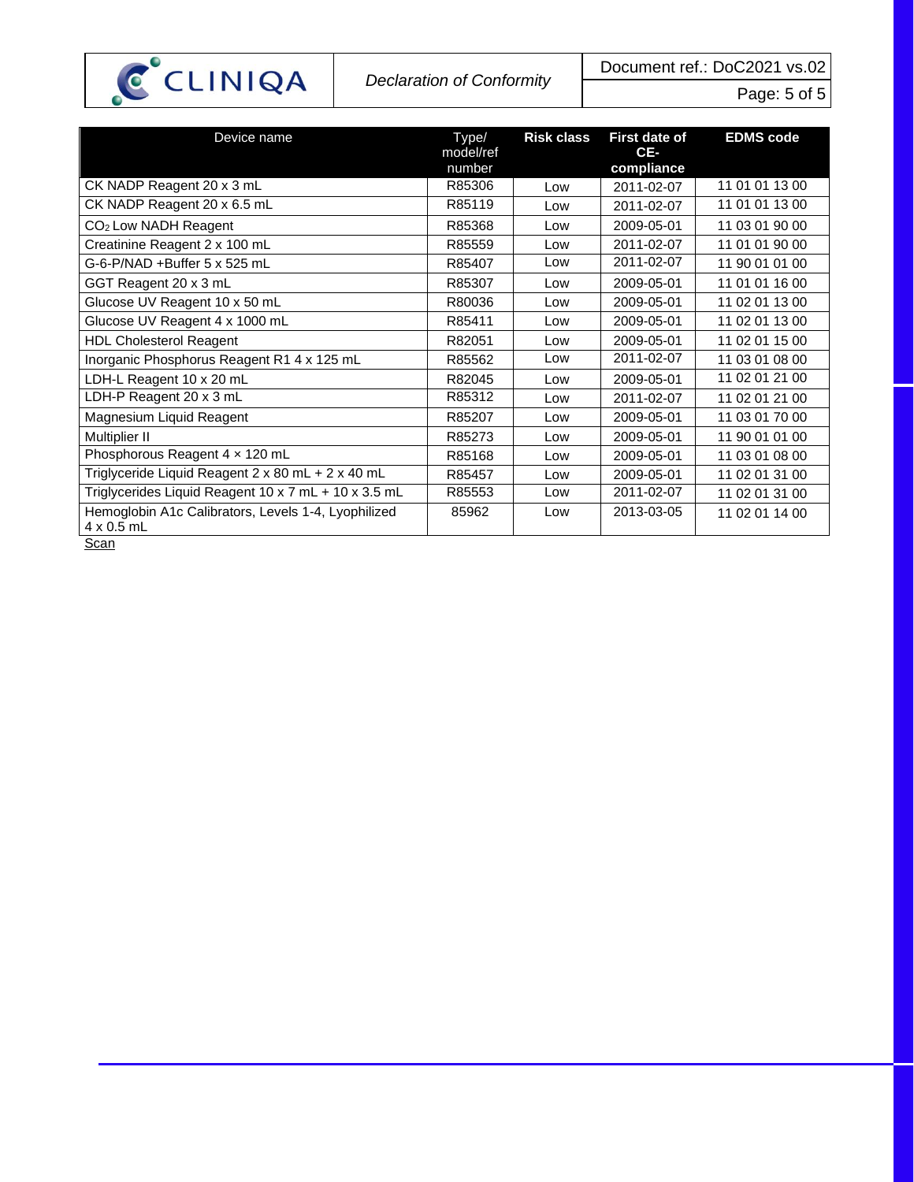| Device name | Type/ model/ref number | Risk class | First date of CE-compliance | EDMS code |
|---|---|---|---|---|
| CK NADP Reagent 20 x 3 mL | R85306 | Low | 2011-02-07 | 11 01 01 13 00 |
| CK NADP Reagent 20 x 6.5 mL | R85119 | Low | 2011-02-07 | 11 01 01 13 00 |
| $CO_2$ Low NADH Reagent | R85368 | Low | 2009-05-01 | 11 03 01 90 00 |
| Creatinine Reagent 2 x 100 mL | R85559 | Low | 2011-02-07 | 11 01 01 90 00 |
| G-6-P/NAD +Buffer 5 x 525 mL | R85407 | Low | 2011-02-07 | 11 90 01 01 00 |
| GGT Reagent 20 x 3 mL | R85307 | Low | 2009-05-01 | 11 01 01 16 00 |
| Glucose UV Reagent 10 x 50 mL | R80036 | Low | 2009-05-01 | 11 02 01 13 00 |
| Glucose UV Reagent 4 x 1000 mL | R85411 | Low | 2009-05-01 | 11 02 01 13 00 |
| HDL Cholesterol Reagent | R82051 | Low | 2009-05-01 | 11 02 01 15 00 |
| Inorganic Phosphorus Reagent R1 4 x 125 mL | R85562 | Low | 2011-02-07 | 11 03 01 08 00 |
| LDH-L Reagent 10 x 20 mL | R82045 | Low | 2009-05-01 | 11 02 01 21 00 |
| LDH-P Reagent 20 x 3 mL | R85312 | Low | 2011-02-07 | 11 02 01 21 00 |
| Magnesium Liquid Reagent | R85207 | Low | 2009-05-01 | 11 03 01 70 00 |
| Multiplier II | R85273 | Low | 2009-05-01 | 11 90 01 01 00 |
| Phosphorous Reagent 4 × 120 mL | R85168 | Low | 2009-05-01 | 11 03 01 08 00 |
| Triglyceride Liquid Reagent 2 x 80 mL + 2 x 40 mL | R85457 | Low | 2009-05-01 | 11 02 01 31 00 |
| Triglycerides Liquid Reagent 10 x 7 mL + 10 x 3.5 mL | R85553 | Low | 2011-02-07 | 11 02 01 31 00 |
| Hemoglobin A1c Calibrators, Levels 1-4, Lyophilized 4 x 0.5 mL | 85962 | Low | 2013-03-05 | 11 02 01 14 00 |

Scan